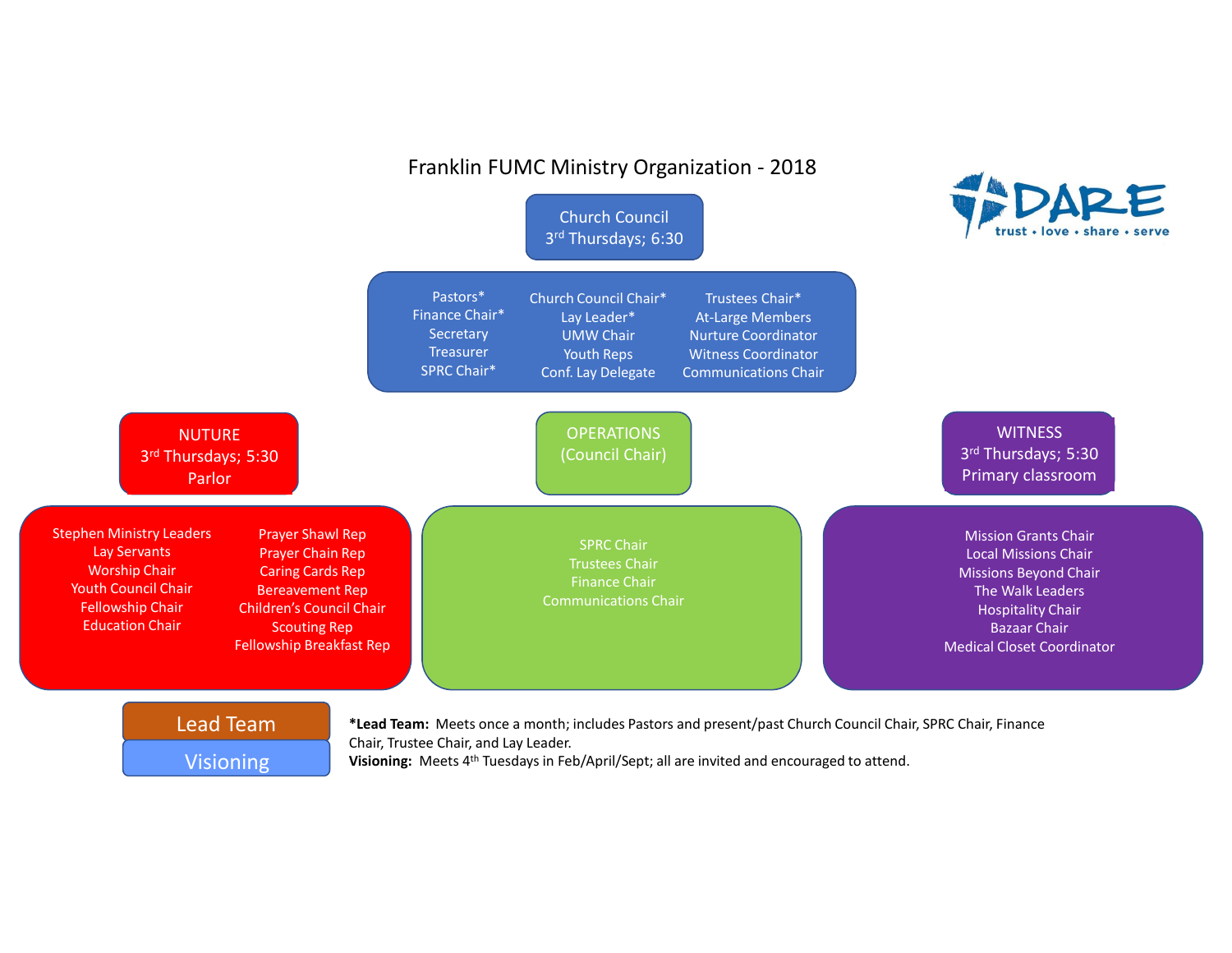# Franklin FUMC Ministry Organization - 2018

DARE
trust • love • share • serve

## Church Council
3rd Thursdays; 6:30

- Pastors*
- Finance Chair*
- Secretary
- Treasurer
- SPRC Chair*
- Church Council Chair*
- Lay Leader*
- UMW Chair
- Youth Reps
- Conf. Lay Delegate
- Trustees Chair*
- At-Large Members
- Nurture Coordinator
- Witness Coordinator
- Communications Chair

## NUTURE
3rd Thursdays; 5:30
Parlor

- Stephen Ministry Leaders
- Lay Servants
- Worship Chair
- Youth Council Chair
- Fellowship Chair
- Education Chair
- Prayer Shawl Rep
- Prayer Chain Rep
- Caring Cards Rep
- Bereavement Rep
- Children's Council Chair
- Scouting Rep
- Fellowship Breakfast Rep

## OPERATIONS
(Council Chair)

- SPRC Chair
- Trustees Chair
- Finance Chair
- Communications Chair

## WITNESS
3rd Thursdays; 5:30
Primary classroom

- Mission Grants Chair
- Local Missions Chair
- Missions Beyond Chair
- The Walk Leaders
- Hospitality Chair
- Bazaar Chair
- Medical Closet Coordinator

## Lead Team

## Visioning

***Lead Team:** Meets once a month; includes Pastors and present/past Church Council Chair, SPRC Chair, Finance Chair, Trustee Chair, and Lay Leader.

**Visioning:** Meets 4th Tuesdays in Feb/April/Sept; all are invited and encouraged to attend.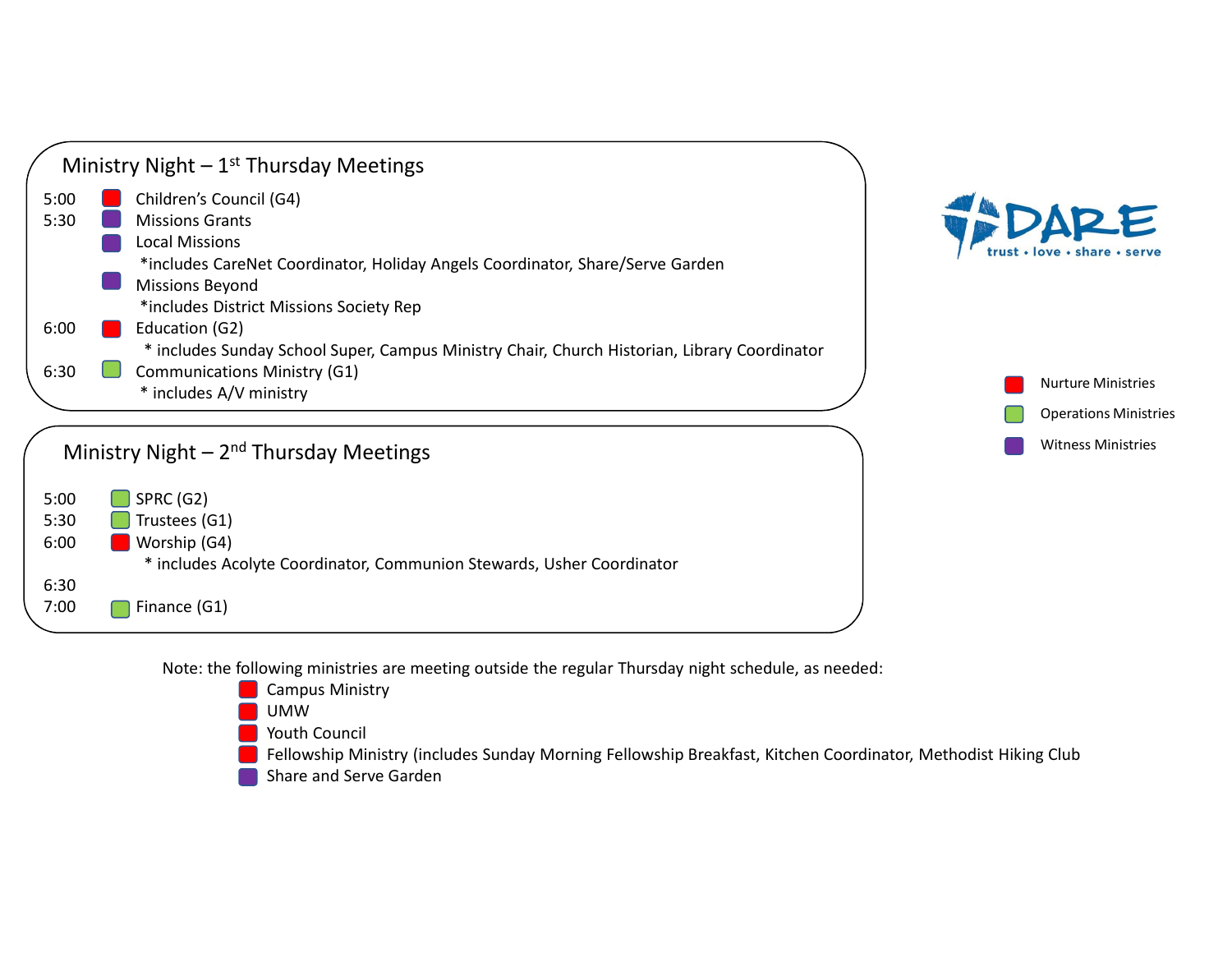## Ministry Night – 1st Thursday Meetings

5:00 Children's Council (G4)

5:30 Missions Grants

Local Missions

*includes CareNet Coordinator, Holiday Angels Coordinator, Share/Serve Garden

Missions Beyond

*includes District Missions Society Rep

6:00 Education (G2)

* includes Sunday School Super, Campus Ministry Chair, Church Historian, Library Coordinator

6:30 Communications Ministry (G1)

* includes A/V ministry

## Ministry Night – 2nd Thursday Meetings

5:00 SPRC (G2)

5:30 Trustees (G1)

6:00 Worship (G4)

* includes Acolyte Coordinator, Communion Stewards, Usher Coordinator

6:30

7:00 Finance (G1)

DARE

trust • love • share • serve

- Nurture Ministries
- Operations Ministries
- Witness Ministries

Note: the following ministries are meeting outside the regular Thursday night schedule, as needed:

- Campus Ministry
- UMW
- Youth Council
- Fellowship Ministry (includes Sunday Morning Fellowship Breakfast, Kitchen Coordinator, Methodist Hiking Club
- Share and Serve Garden